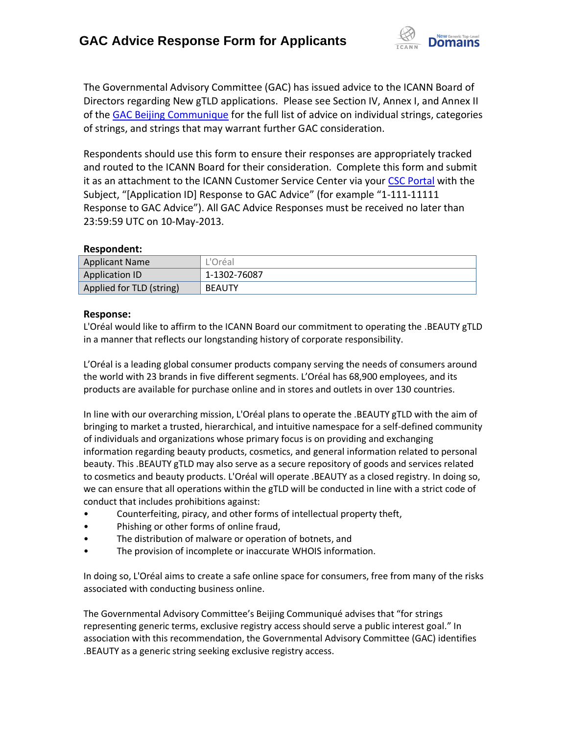# GAC Advice Response Form for Applicants

The Governmental Advisory Committee (GAC) has issued advice to the ICANN Board of Directors regarding New gTLD applications. Please see Section IV, Annex I, and Annex II of the GAC Beijing Communique for the full list of advice on individual strings, categories of strings, and strings that may warrant further GAC consideration.

Respondents should use this form to ensure their responses are appropriately tracked and routed to the ICANN Board for their consideration. Complete this form and submit it as an attachment to the ICANN Customer Service Center via your CSC Portal with the Subject, "[Application ID] Response to GAC Advice" (for example "1-111-11111 Response to GAC Advice"). All GAC Advice Responses must be received no later than 23:59:59 UTC on 10-May-2013.

**Respondent:**

| Applicant Name | L'Oréal |
|---|---|
| Application ID | 1-1302-76087 |
| Applied for TLD (string) | BEAUTY |

**Response:**

L'Oréal would like to affirm to the ICANN Board our commitment to operating the .BEAUTY gTLD in a manner that reflects our longstanding history of corporate responsibility.

L'Oréal is a leading global consumer products company serving the needs of consumers around the world with 23 brands in five different segments. L'Oréal has 68,900 employees, and its products are available for purchase online and in stores and outlets in over 130 countries.

In line with our overarching mission, L'Oréal plans to operate the .BEAUTY gTLD with the aim of bringing to market a trusted, hierarchical, and intuitive namespace for a self-defined community of individuals and organizations whose primary focus is on providing and exchanging information regarding beauty products, cosmetics, and general information related to personal beauty. This .BEAUTY gTLD may also serve as a secure repository of goods and services related to cosmetics and beauty products. L'Oréal will operate .BEAUTY as a closed registry. In doing so, we can ensure that all operations within the gTLD will be conducted in line with a strict code of conduct that includes prohibitions against:

- Counterfeiting, piracy, and other forms of intellectual property theft,
- Phishing or other forms of online fraud,
- The distribution of malware or operation of botnets, and
- The provision of incomplete or inaccurate WHOIS information.

In doing so, L'Oréal aims to create a safe online space for consumers, free from many of the risks associated with conducting business online.

The Governmental Advisory Committee's Beijing Communiqué advises that "for strings representing generic terms, exclusive registry access should serve a public interest goal." In association with this recommendation, the Governmental Advisory Committee (GAC) identifies .BEAUTY as a generic string seeking exclusive registry access.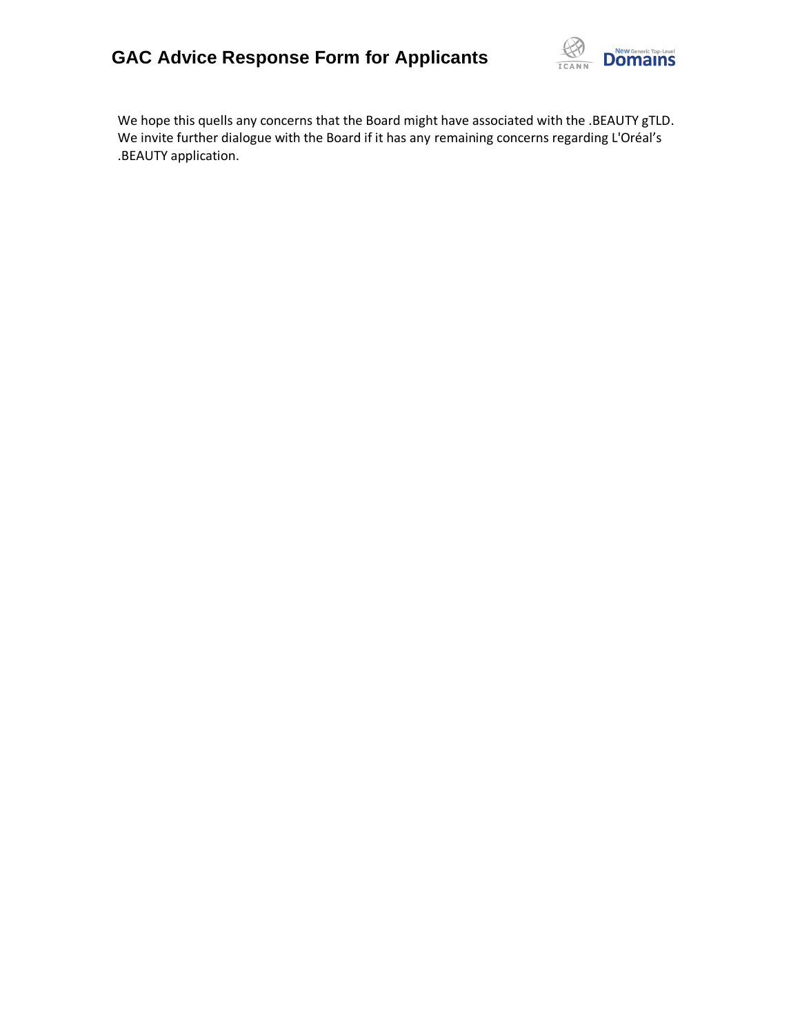We hope this quells any concerns that the Board might have associated with the .BEAUTY gTLD. We invite further dialogue with the Board if it has any remaining concerns regarding L'Oréal's .BEAUTY application.